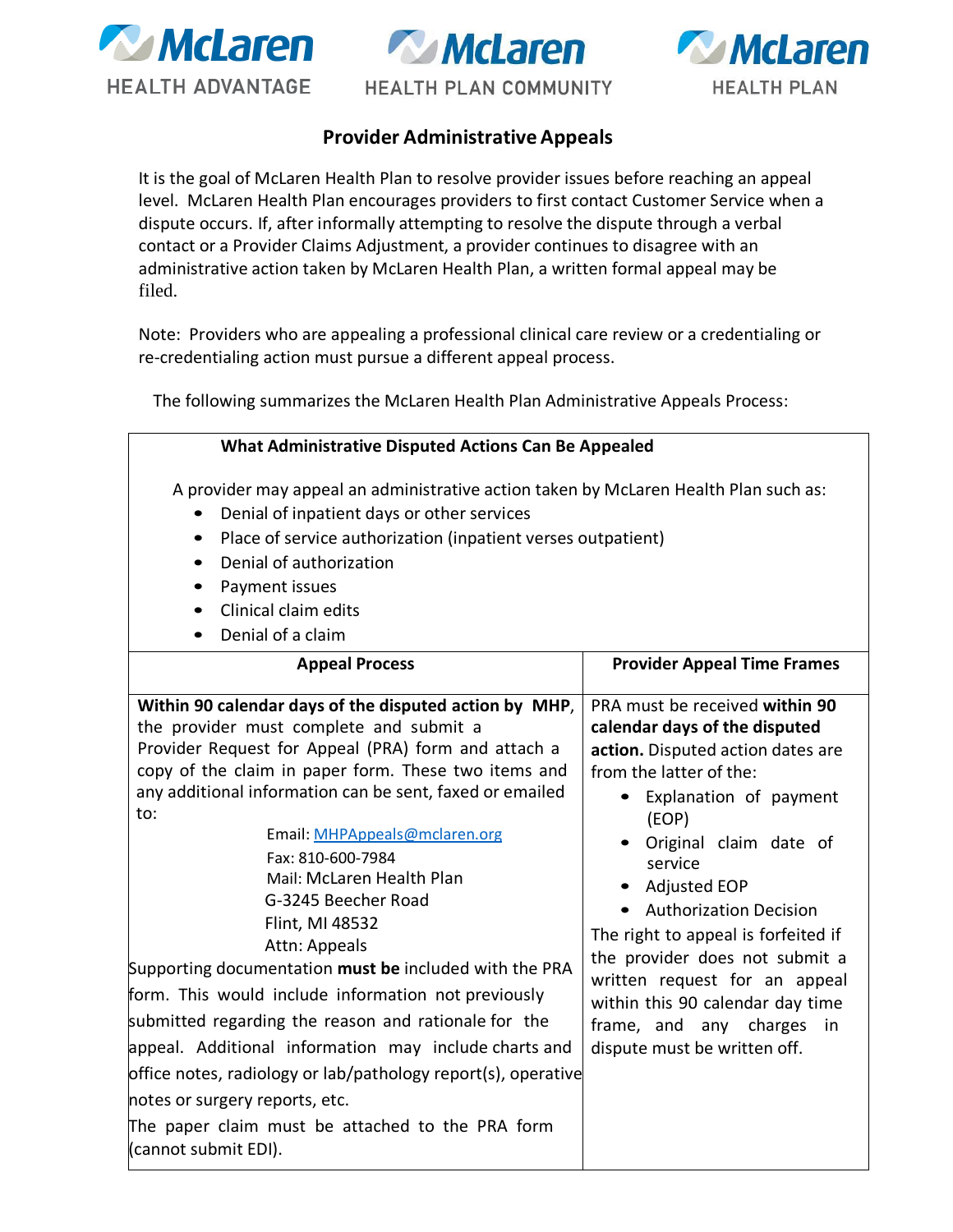McLaren HEALTH ADVANTAGE | McLaren HEALTH PLAN COMMUNITY | McLaren HEALTH PLAN

# Provider Administrative Appeals

It is the goal of McLaren Health Plan to resolve provider issues before reaching an appeal level. McLaren Health Plan encourages providers to first contact Customer Service when a dispute occurs. If, after informally attempting to resolve the dispute through a verbal contact or a Provider Claims Adjustment, a provider continues to disagree with an administrative action taken by McLaren Health Plan, a written formal appeal may be filed.

Note: Providers who are appealing a professional clinical care review or a credentialing or re-credentialing action must pursue a different appeal process.

The following summarizes the McLaren Health Plan Administrative Appeals Process:

## What Administrative Disputed Actions Can Be Appealed

A provider may appeal an administrative action taken by McLaren Health Plan such as:

- Denial of inpatient days or other services
- Place of service authorization (inpatient verses outpatient)
- Denial of authorization
- Payment issues
- Clinical claim edits
- Denial of a claim

| Appeal Process | Provider Appeal Time Frames |
|---|---|
| **Within 90 calendar days of the disputed action by MHP**, the provider must complete and submit a Provider Request for Appeal (PRA) form and attach a copy of the claim in paper form. These two items and any additional information can be sent, faxed or emailed to:<br><br>Email: MHPAppeals@mclaren.org<br>Fax: 810-600-7984<br>Mail: McLaren Health Plan<br>G-3245 Beecher Road<br>Flint, MI 48532<br>Attn: Appeals<br><br>Supporting documentation **must be** included with the PRA form. This would include information not previously submitted regarding the reason and rationale for the appeal. Additional information may include charts and office notes, radiology or lab/pathology report(s), operative notes or surgery reports, etc.<br><br>The paper claim must be attached to the PRA form (cannot submit EDI). | PRA must be received **within 90 calendar days of the disputed action.** Disputed action dates are from the latter of the:<br><br>• Explanation of payment (EOP)<br>• Original claim date of service<br>• Adjusted EOP<br>• Authorization Decision<br><br>The right to appeal is forfeited if the provider does not submit a written request for an appeal within this 90 calendar day time frame, and any charges in dispute must be written off. |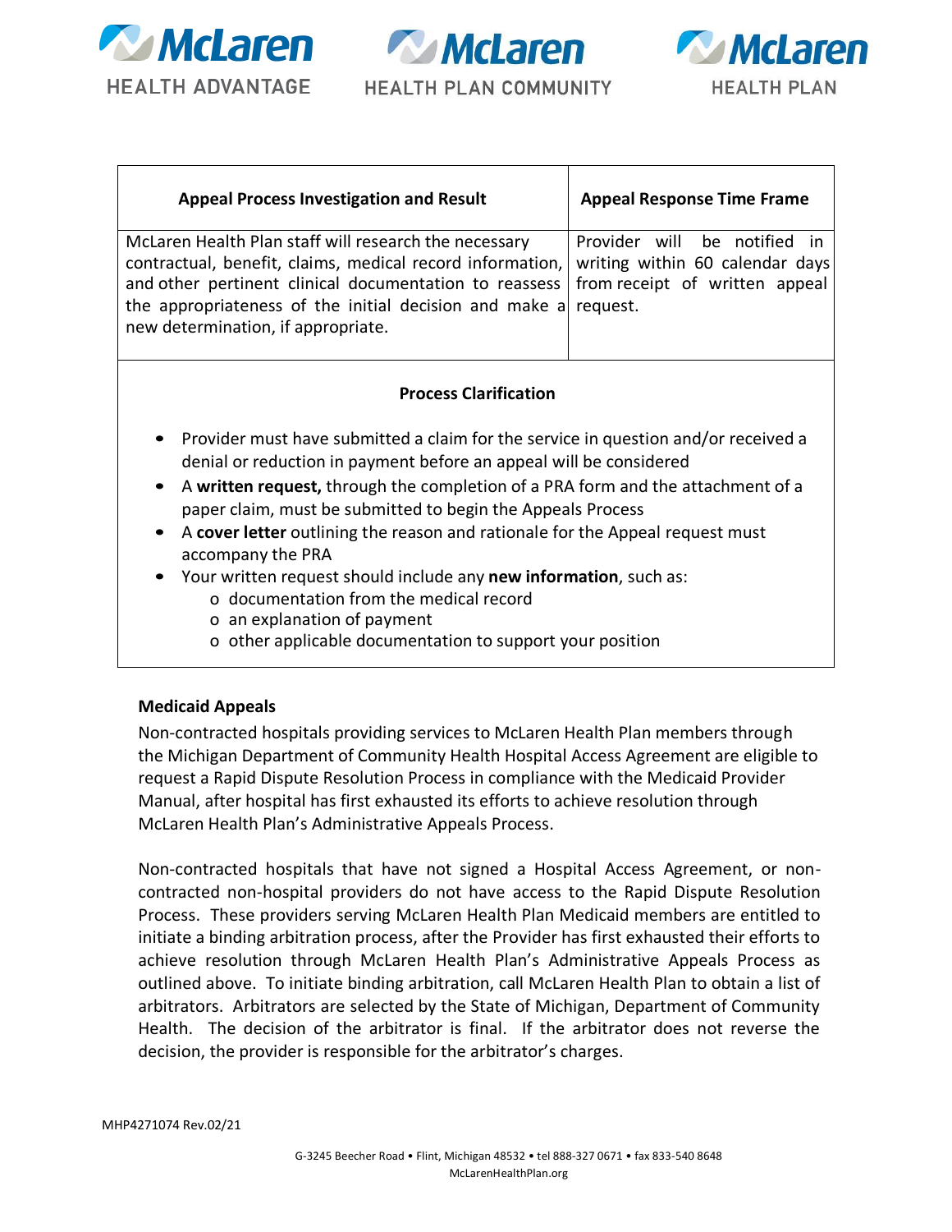| Appeal Process Investigation and Result | Appeal Response Time Frame |
| --- | --- |
| McLaren Health Plan staff will research the necessary contractual, benefit, claims, medical record information, and other pertinent clinical documentation to reassess the appropriateness of the initial decision and make a new determination, if appropriate. | Provider will be notified in writing within 60 calendar days from receipt of written appeal request. |

**Process Clarification**

- Provider must have submitted a claim for the service in question and/or received a denial or reduction in payment before an appeal will be considered
- A **written request,** through the completion of a PRA form and the attachment of a paper claim, must be submitted to begin the Appeals Process
- A **cover letter** outlining the reason and rationale for the Appeal request must accompany the PRA
- Your written request should include any **new information**, such as:
  - documentation from the medical record
  - an explanation of payment
  - other applicable documentation to support your position

**Medicaid Appeals**

Non-contracted hospitals providing services to McLaren Health Plan members through the Michigan Department of Community Health Hospital Access Agreement are eligible to request a Rapid Dispute Resolution Process in compliance with the Medicaid Provider Manual, after hospital has first exhausted its efforts to achieve resolution through McLaren Health Plan's Administrative Appeals Process.

Non-contracted hospitals that have not signed a Hospital Access Agreement, or non-contracted non-hospital providers do not have access to the Rapid Dispute Resolution Process. These providers serving McLaren Health Plan Medicaid members are entitled to initiate a binding arbitration process, after the Provider has first exhausted their efforts to achieve resolution through McLaren Health Plan's Administrative Appeals Process as outlined above. To initiate binding arbitration, call McLaren Health Plan to obtain a list of arbitrators. Arbitrators are selected by the State of Michigan, Department of Community Health. The decision of the arbitrator is final. If the arbitrator does not reverse the decision, the provider is responsible for the arbitrator's charges.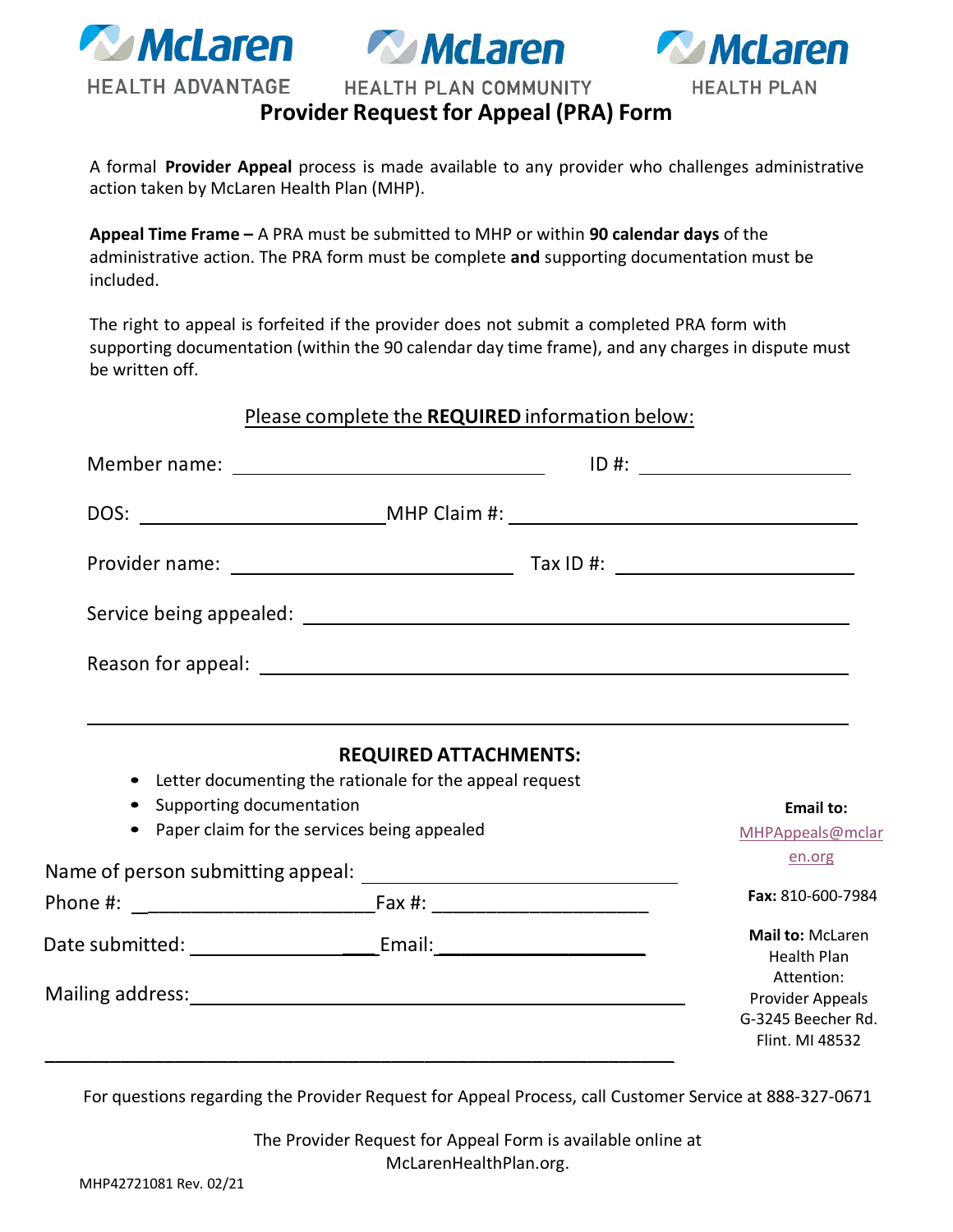McLaren HEALTH ADVANTAGE McLaren HEALTH PLAN COMMUNITY McLaren HEALTH PLAN

# Provider Request for Appeal (PRA) Form

A formal **Provider Appeal** process is made available to any provider who challenges administrative action taken by McLaren Health Plan (MHP).

**Appeal Time Frame –** A PRA must be submitted to MHP or within **90 calendar days** of the administrative action. The PRA form must be complete **and** supporting documentation must be included.

The right to appeal is forfeited if the provider does not submit a completed PRA form with supporting documentation (within the 90 calendar day time frame), and any charges in dispute must be written off.

Please complete the **REQUIRED** information below:

Member name: ______________________________ ID #: ____________________

DOS: ____________________ MHP Claim #: ______________________________

Provider name: ______________________ Tax ID #: ______________________

Service being appealed: ________________________________________________

Reason for appeal: ____________________________________________________

_______________________________________________________________________

**REQUIRED ATTACHMENTS:**

- Letter documenting the rationale for the appeal request
- Supporting documentation
- Paper claim for the services being appealed

Name of person submitting appeal: ________________________________

Phone #: ______________________ Fax #: ______________________

Date submitted: ________________ Email: ______________________

Mailing address: ______________________________________________

_______________________________________________________________

**Email to:** MHPAppeals@mclaren.org

**Fax:** 810-600-7984

**Mail to:** McLaren Health Plan Attention: Provider Appeals G-3245 Beecher Rd. Flint. MI 48532

For questions regarding the Provider Request for Appeal Process, call Customer Service at 888-327-0671

The Provider Request for Appeal Form is available online at McLarenHealthPlan.org.

MHP42721081 Rev. 02/21